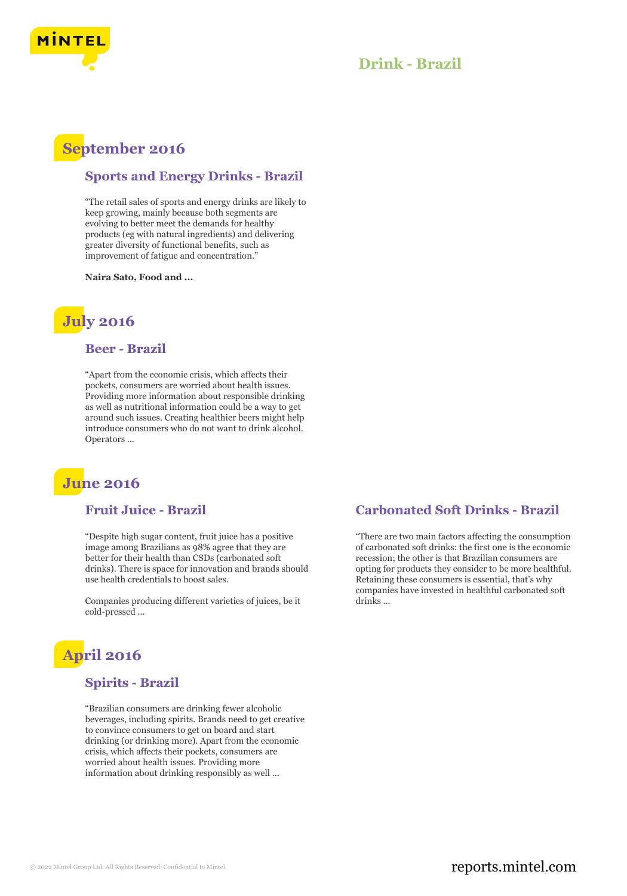# Drink - Brazil

## September 2016

### Sports and Energy Drinks - Brazil

"The retail sales of sports and energy drinks are likely to keep growing, mainly because both segments are evolving to better meet the demands for healthy products (eg with natural ingredients) and delivering greater diversity of functional benefits, such as improvement of fatigue and concentration."

**Naira Sato, Food and ...**

## July 2016

### Beer - Brazil

"Apart from the economic crisis, which affects their pockets, consumers are worried about health issues. Providing more information about responsible drinking as well as nutritional information could be a way to get around such issues. Creating healthier beers might help introduce consumers who do not want to drink alcohol. Operators ...

## June 2016

### Fruit Juice - Brazil

"Despite high sugar content, fruit juice has a positive image among Brazilians as 98% agree that they are better for their health than CSDs (carbonated soft drinks). There is space for innovation and brands should use health credentials to boost sales.

Companies producing different varieties of juices, be it cold-pressed ...

### Carbonated Soft Drinks - Brazil

"There are two main factors affecting the consumption of carbonated soft drinks: the first one is the economic recession; the other is that Brazilian consumers are opting for products they consider to be more healthful. Retaining these consumers is essential, that's why companies have invested in healthful carbonated soft drinks ...

## April 2016

### Spirits - Brazil

"Brazilian consumers are drinking fewer alcoholic beverages, including spirits. Brands need to get creative to convince consumers to get on board and start drinking (or drinking more). Apart from the economic crisis, which affects their pockets, consumers are worried about health issues. Providing more information about drinking responsibly as well ...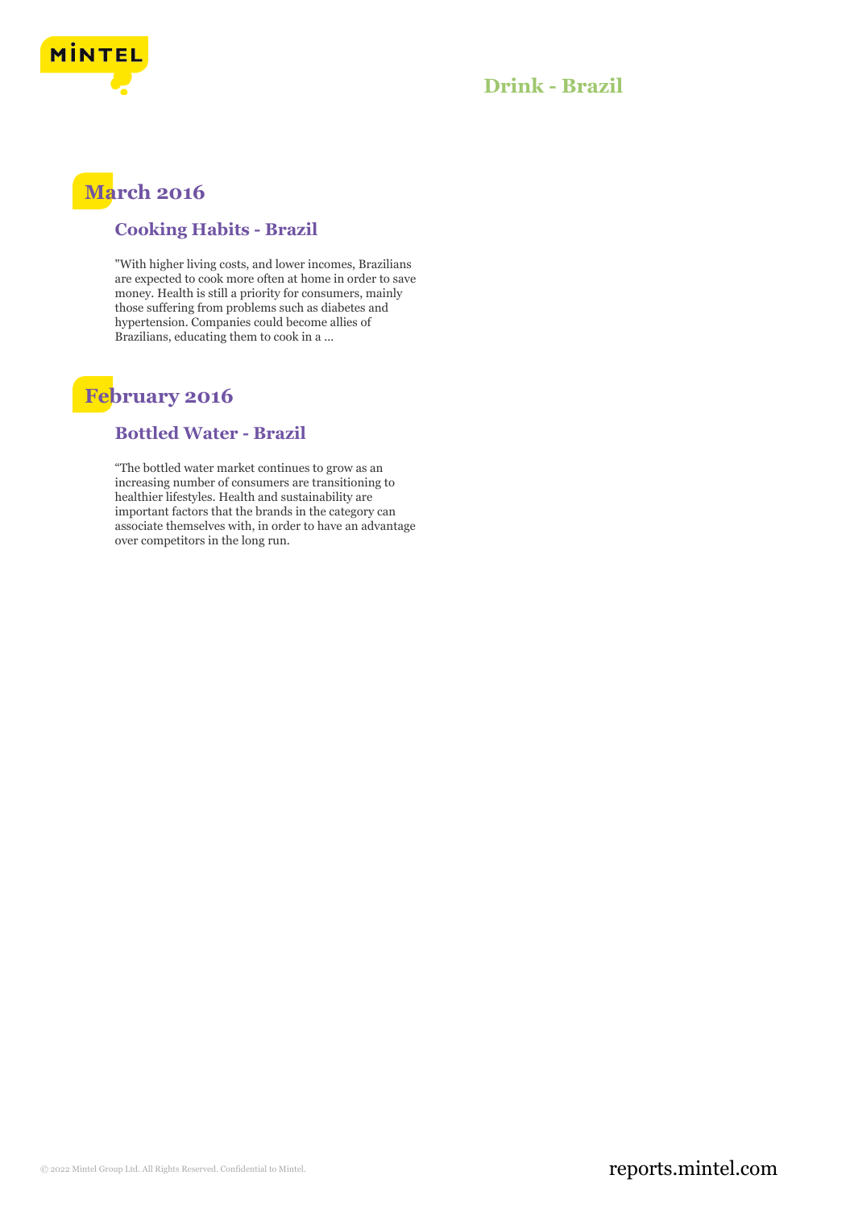## March 2016

### Cooking Habits - Brazil

"With higher living costs, and lower incomes, Brazilians are expected to cook more often at home in order to save money. Health is still a priority for consumers, mainly those suffering from problems such as diabetes and hypertension. Companies could become allies of Brazilians, educating them to cook in a ...

## February 2016

### Bottled Water - Brazil

“The bottled water market continues to grow as an increasing number of consumers are transitioning to healthier lifestyles. Health and sustainability are important factors that the brands in the category can associate themselves with, in order to have an advantage over competitors in the long run.